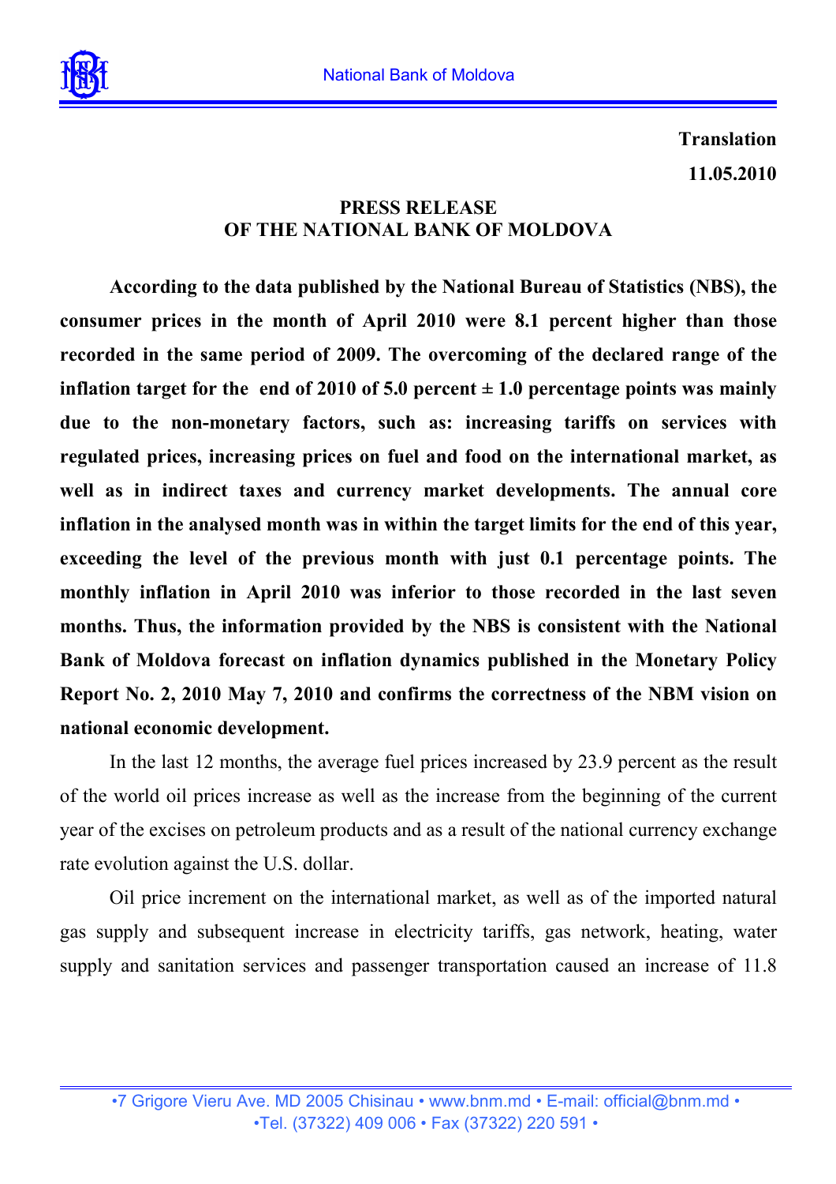**Translation**

**11.05.2010**

**PRESS RELEASE**
**OF THE NATIONAL BANK OF MOLDOVA**

**According to the data published by the National Bureau of Statistics (NBS), the consumer prices in the month of April 2010 were 8.1 percent higher than those recorded in the same period of 2009. The overcoming of the declared range of the inflation target for the end of 2010 of 5.0 percent ± 1.0 percentage points was mainly due to the non-monetary factors, such as: increasing tariffs on services with regulated prices, increasing prices on fuel and food on the international market, as well as in indirect taxes and currency market developments. The annual core inflation in the analysed month was in within the target limits for the end of this year, exceeding the level of the previous month with just 0.1 percentage points. The monthly inflation in April 2010 was inferior to those recorded in the last seven months. Thus, the information provided by the NBS is consistent with the National Bank of Moldova forecast on inflation dynamics published in the Monetary Policy Report No. 2, 2010 May 7, 2010 and confirms the correctness of the NBM vision on national economic development.**

In the last 12 months, the average fuel prices increased by 23.9 percent as the result of the world oil prices increase as well as the increase from the beginning of the current year of the excises on petroleum products and as a result of the national currency exchange rate evolution against the U.S. dollar.

Oil price increment on the international market, as well as of the imported natural gas supply and subsequent increase in electricity tariffs, gas network, heating, water supply and sanitation services and passenger transportation caused an increase of 11.8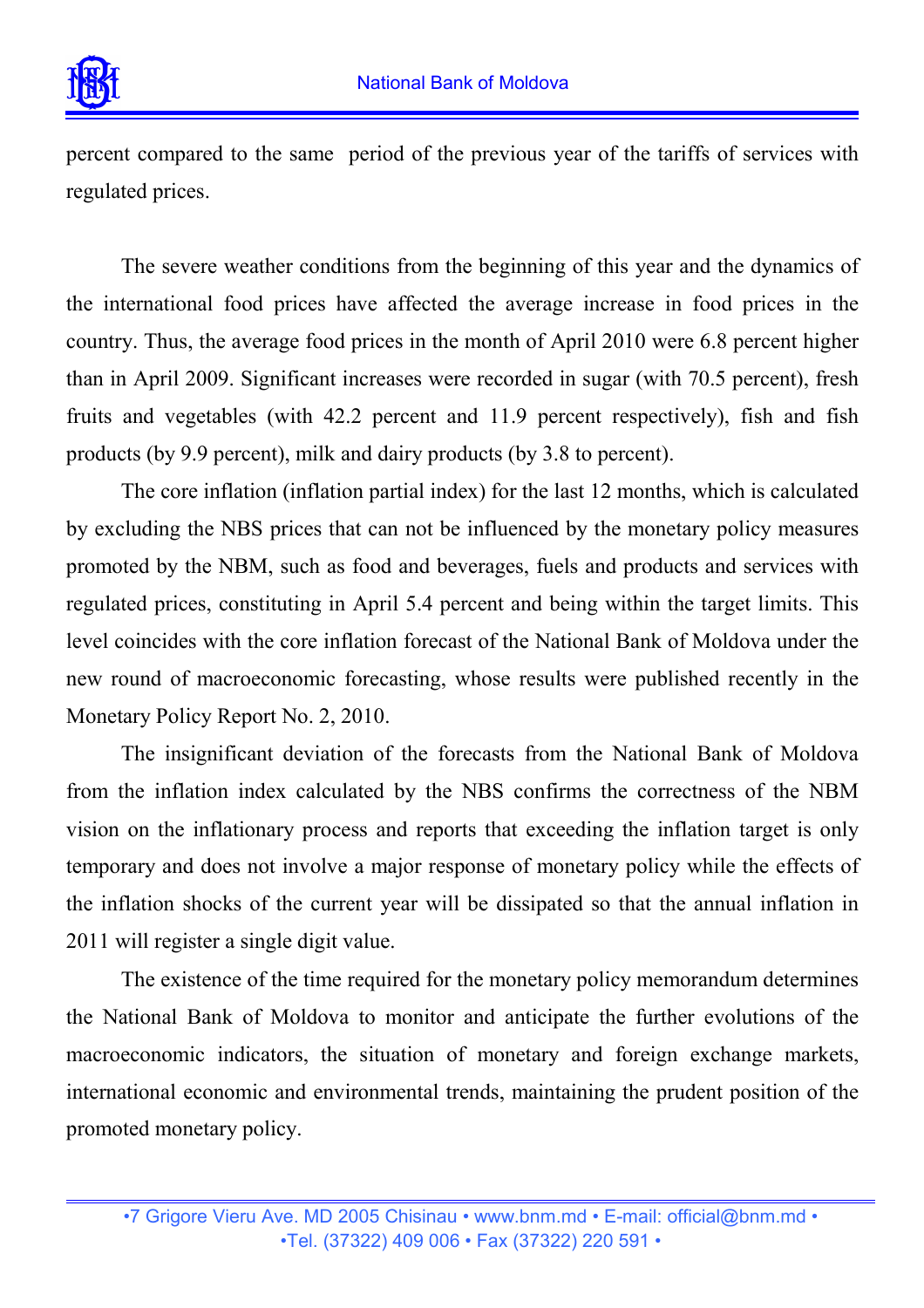percent compared to the same period of the previous year of the tariffs of services with regulated prices.

The severe weather conditions from the beginning of this year and the dynamics of the international food prices have affected the average increase in food prices in the country. Thus, the average food prices in the month of April 2010 were 6.8 percent higher than in April 2009. Significant increases were recorded in sugar (with 70.5 percent), fresh fruits and vegetables (with 42.2 percent and 11.9 percent respectively), fish and fish products (by 9.9 percent), milk and dairy products (by 3.8 to percent).

The core inflation (inflation partial index) for the last 12 months, which is calculated by excluding the NBS prices that can not be influenced by the monetary policy measures promoted by the NBM, such as food and beverages, fuels and products and services with regulated prices, constituting in April 5.4 percent and being within the target limits. This level coincides with the core inflation forecast of the National Bank of Moldova under the new round of macroeconomic forecasting, whose results were published recently in the Monetary Policy Report No. 2, 2010.

The insignificant deviation of the forecasts from the National Bank of Moldova from the inflation index calculated by the NBS confirms the correctness of the NBM vision on the inflationary process and reports that exceeding the inflation target is only temporary and does not involve a major response of monetary policy while the effects of the inflation shocks of the current year will be dissipated so that the annual inflation in 2011 will register a single digit value.

The existence of the time required for the monetary policy memorandum determines the National Bank of Moldova to monitor and anticipate the further evolutions of the macroeconomic indicators, the situation of monetary and foreign exchange markets, international economic and environmental trends, maintaining the prudent position of the promoted monetary policy.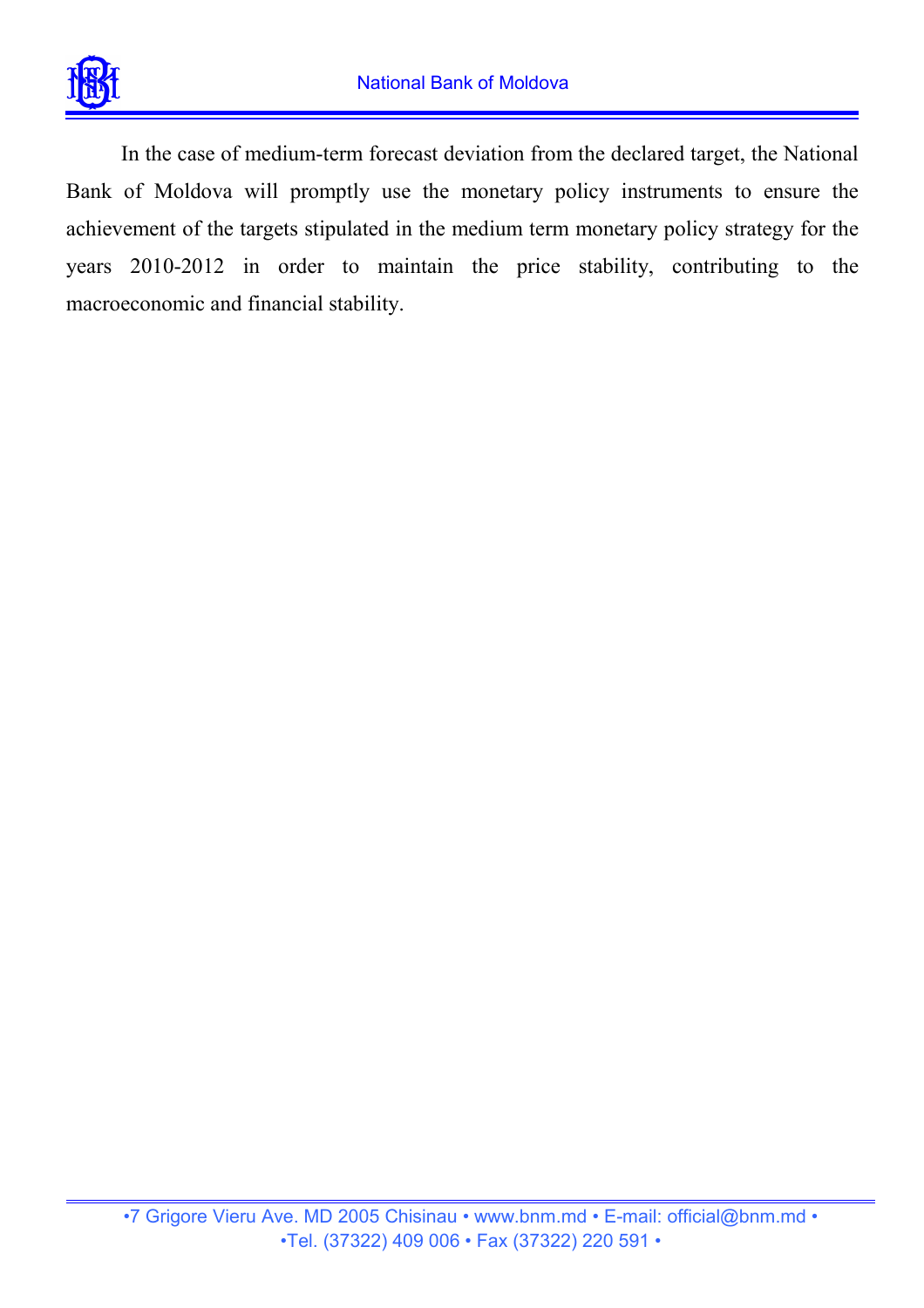In the case of medium-term forecast deviation from the declared target, the National Bank of Moldova will promptly use the monetary policy instruments to ensure the achievement of the targets stipulated in the medium term monetary policy strategy for the years 2010-2012 in order to maintain the price stability, contributing to the macroeconomic and financial stability.